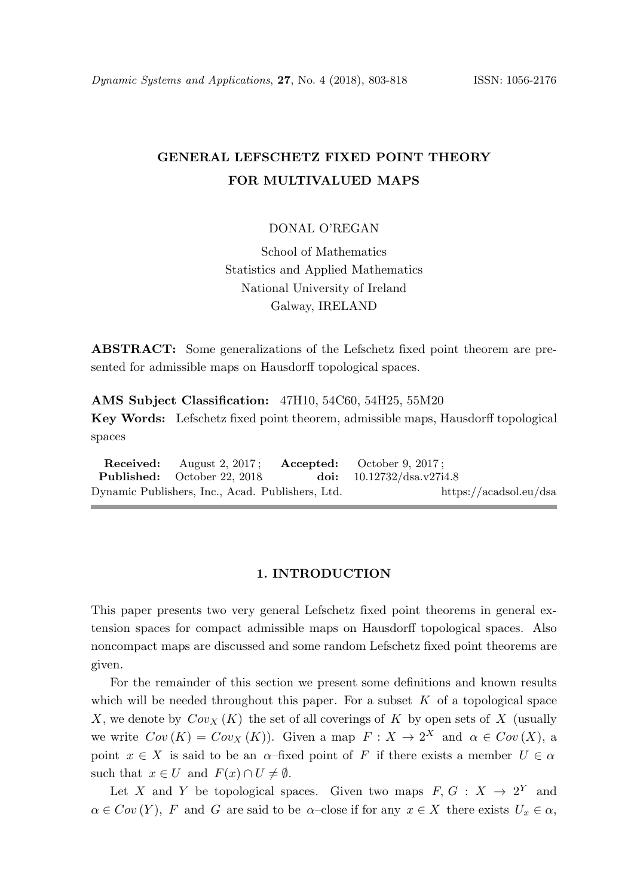# GENERAL LEFSCHETZ FIXED POINT THEORY FOR MULTIVALUED MAPS

DONAL O'REGAN

School of Mathematics
Statistics and Applied Mathematics
National University of Ireland
Galway, IRELAND

**ABSTRACT:** Some generalizations of the Lefschetz fixed point theorem are presented for admissible maps on Hausdorff topological spaces.

**AMS Subject Classification:** 47H10, 54C60, 54H25, 55M20

**Key Words:** Lefschetz fixed point theorem, admissible maps, Hausdorff topological spaces

**Received:** August 2, 2017; **Accepted:** October 9, 2017;
**Published:** October 22, 2018 **doi:** 10.12732/dsa.v27i4.8
Dynamic Publishers, Inc., Acad. Publishers, Ltd. https://acadsol.eu/dsa

## 1. INTRODUCTION

This paper presents two very general Lefschetz fixed point theorems in general extension spaces for compact admissible maps on Hausdorff topological spaces. Also noncompact maps are discussed and some random Lefschetz fixed point theorems are given.

For the remainder of this section we present some definitions and known results which will be needed throughout this paper. For a subset $K$ of a topological space $X$, we denote by $Cov_X(K)$ the set of all coverings of $K$ by open sets of $X$ (usually we write $Cov(K) = Cov_X(K)$). Given a map $F : X \to 2^X$ and $\alpha \in Cov(X)$, a point $x \in X$ is said to be an $\alpha$–fixed point of $F$ if there exists a member $U \in \alpha$ such that $x \in U$ and $F(x) \cap U \neq \emptyset$.

Let $X$ and $Y$ be topological spaces. Given two maps $F, G : X \to 2^Y$ and $\alpha \in Cov(Y)$, $F$ and $G$ are said to be $\alpha$–close if for any $x \in X$ there exists $U_x \in \alpha$,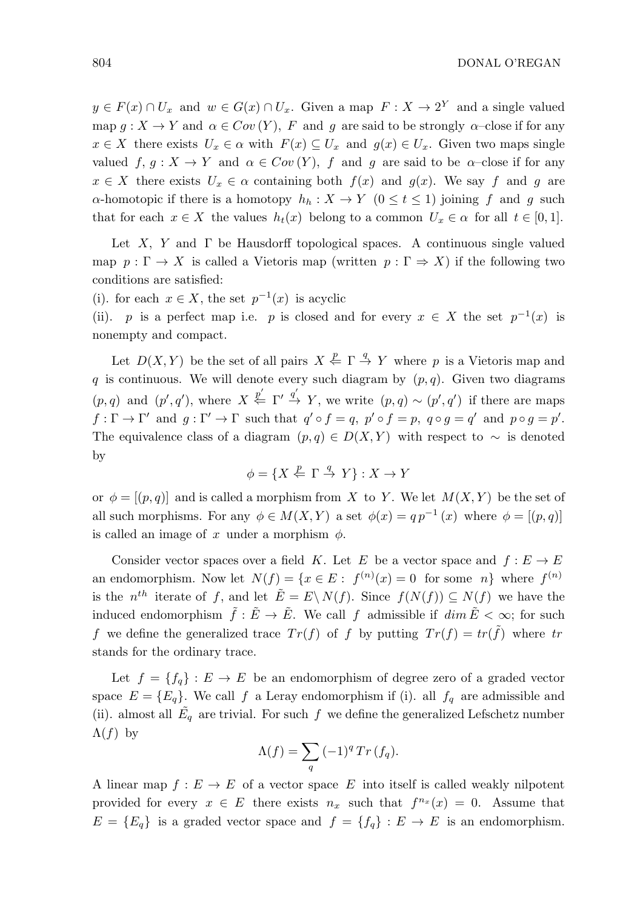$y \in F(x) \cap U_x$ and $w \in G(x) \cap U_x$. Given a map $F : X \to 2^Y$ and a single valued map $g : X \to Y$ and $\alpha \in Cov\,(Y)$, $F$ and $g$ are said to be strongly $\alpha$–close if for any $x \in X$ there exists $U_x \in \alpha$ with $F(x) \subseteq U_x$ and $g(x) \in U_x$. Given two maps single valued $f, g : X \to Y$ and $\alpha \in Cov\,(Y)$, $f$ and $g$ are said to be $\alpha$–close if for any $x \in X$ there exists $U_x \in \alpha$ containing both $f(x)$ and $g(x)$. We say $f$ and $g$ are $\alpha$-homotopic if there is a homotopy $h_h : X \to Y$ $(0 \le t \le 1)$ joining $f$ and $g$ such that for each $x \in X$ the values $h_t(x)$ belong to a common $U_x \in \alpha$ for all $t \in [0, 1]$.

Let $X$, $Y$ and $\Gamma$ be Hausdorff topological spaces. A continuous single valued map $p : \Gamma \to X$ is called a Vietoris map (written $p : \Gamma \Rightarrow X$) if the following two conditions are satisfied:

(i). for each $x \in X$, the set $p^{-1}(x)$ is acyclic

(ii). $p$ is a perfect map i.e. $p$ is closed and for every $x \in X$ the set $p^{-1}(x)$ is nonempty and compact.

Let $D(X, Y)$ be the set of all pairs $X \overset{p}{\Leftarrow} \Gamma \overset{q}{\to} Y$ where $p$ is a Vietoris map and $q$ is continuous. We will denote every such diagram by $(p, q)$. Given two diagrams $(p, q)$ and $(p', q')$, where $X \overset{p'}{\Leftarrow} \Gamma' \overset{q'}{\to} Y$, we write $(p, q) \sim (p', q')$ if there are maps $f : \Gamma \to \Gamma'$ and $g : \Gamma' \to \Gamma$ such that $q' \circ f = q$, $p' \circ f = p$, $q \circ g = q'$ and $p \circ g = p'$. The equivalence class of a diagram $(p, q) \in D(X, Y)$ with respect to $\sim$ is denoted by

$$\phi = \{X \overset{p}{\Leftarrow} \Gamma \overset{q}{\to} Y\} : X \to Y$$

or $\phi = [(p, q)]$ and is called a morphism from $X$ to $Y$. We let $M(X, Y)$ be the set of all such morphisms. For any $\phi \in M(X, Y)$ a set $\phi(x) = q\,p^{-1}\,(x)$ where $\phi = [(p, q)]$ is called an image of $x$ under a morphism $\phi$.

Consider vector spaces over a field $K$. Let $E$ be a vector space and $f : E \to E$ an endomorphism. Now let $N(f) = \{x \in E : \, f^{(n)}(x) = 0 \text{ for some } n\}$ where $f^{(n)}$ is the $n^{th}$ iterate of $f$, and let $\tilde{E} = E \setminus N(f)$. Since $f(N(f)) \subseteq N(f)$ we have the induced endomorphism $\tilde{f} : \tilde{E} \to \tilde{E}$. We call $f$ admissible if $dim\,\tilde{E} < \infty$; for such $f$ we define the generalized trace $Tr(f)$ of $f$ by putting $Tr(f) = tr(\tilde{f})$ where $tr$ stands for the ordinary trace.

Let $f = \{f_q\} : E \to E$ be an endomorphism of degree zero of a graded vector space $E = \{E_q\}$. We call $f$ a Leray endomorphism if (i). all $f_q$ are admissible and (ii). almost all $\tilde{E_q}$ are trivial. For such $f$ we define the generalized Lefschetz number $\Lambda(f)$ by

$$\Lambda(f) = \sum_q (-1)^q \, Tr\,(f_q).$$

A linear map $f : E \to E$ of a vector space $E$ into itself is called weakly nilpotent provided for every $x \in E$ there exists $n_x$ such that $f^{n_x}(x) = 0$. Assume that $E = \{E_q\}$ is a graded vector space and $f = \{f_q\} : E \to E$ is an endomorphism.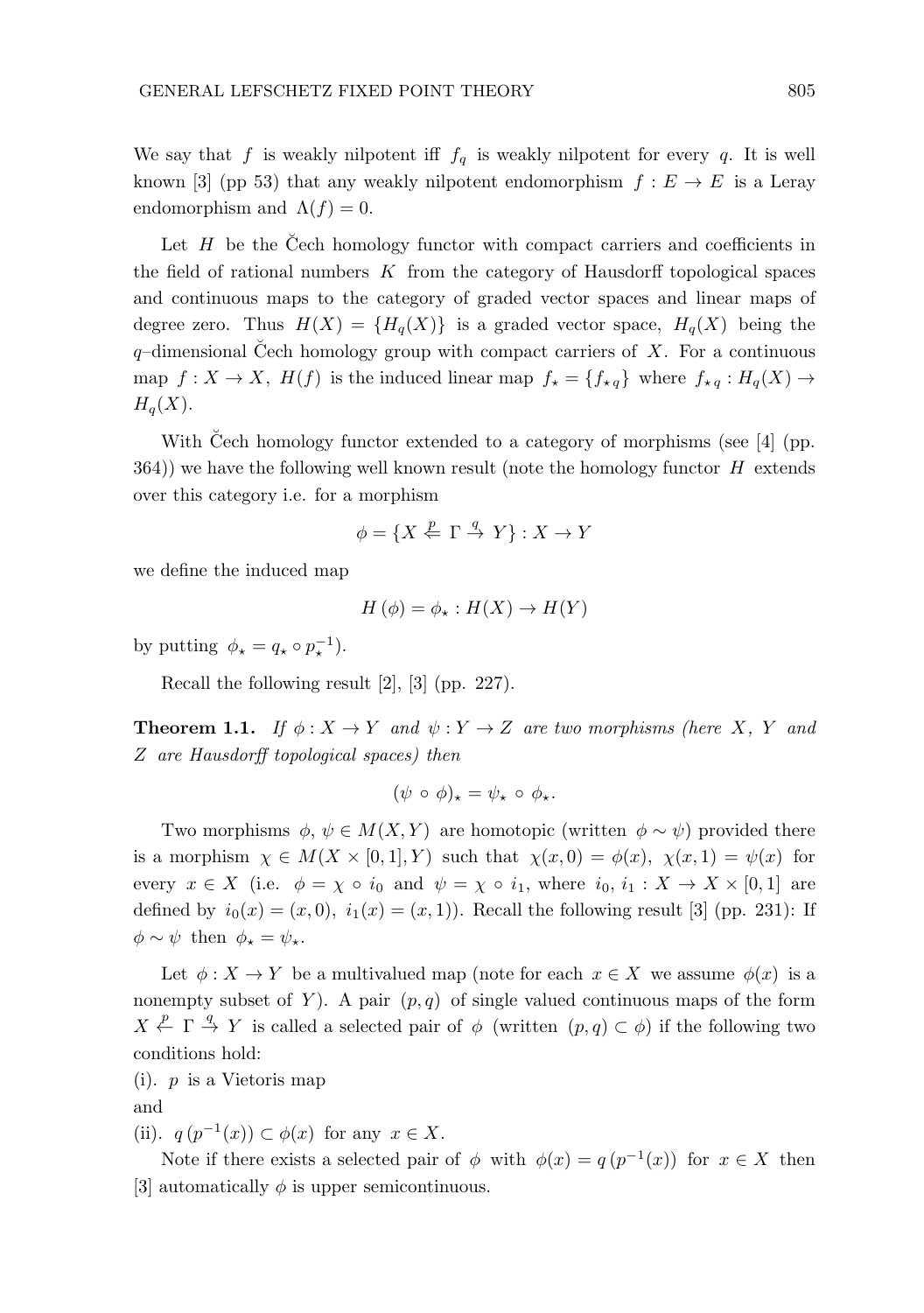We say that $f$ is weakly nilpotent iff $f_q$ is weakly nilpotent for every $q$. It is well known [3] (pp 53) that any weakly nilpotent endomorphism $f : E \to E$ is a Leray endomorphism and $\Lambda(f) = 0$.

Let $H$ be the Čech homology functor with compact carriers and coefficients in the field of rational numbers $K$ from the category of Hausdorff topological spaces and continuous maps to the category of graded vector spaces and linear maps of degree zero. Thus $H(X) = \{H_q(X)\}$ is a graded vector space, $H_q(X)$ being the $q$–dimensional Čech homology group with compact carriers of $X$. For a continuous map $f : X \to X$, $H(f)$ is the induced linear map $f_\star = \{f_{\star\, q}\}$ where $f_{\star\, q} : H_q(X) \to H_q(X)$.

With Čech homology functor extended to a category of morphisms (see [4] (pp. 364)) we have the following well known result (note the homology functor $H$ extends over this category i.e. for a morphism

$$\phi = \{X \overset{p}{\Leftarrow} \Gamma \overset{q}{\to} Y\} : X \to Y$$

we define the induced map

$$H\,(\phi) = \phi_\star : H(X) \to H(Y)$$

by putting $\phi_\star = q_\star \circ p_\star^{-1}$).

Recall the following result [2], [3] (pp. 227).

**Theorem 1.1.** *If $\phi : X \to Y$ and $\psi : Y \to Z$ are two morphisms (here $X$, $Y$ and $Z$ are Hausdorff topological spaces) then*

$$(\psi \,\circ\, \phi)_\star = \psi_\star \,\circ\, \phi_\star.$$

Two morphisms $\phi,\, \psi \in M(X, Y)$ are homotopic (written $\phi \sim \psi$) provided there is a morphism $\chi \in M(X \times [0, 1], Y)$ such that $\chi(x, 0) = \phi(x)$, $\chi(x, 1) = \psi(x)$ for every $x \in X$ (i.e. $\phi = \chi \,\circ\, i_0$ and $\psi = \chi \,\circ\, i_1$, where $i_0,\, i_1 : X \to X \times [0, 1]$ are defined by $i_0(x) = (x, 0)$, $i_1(x) = (x, 1)$). Recall the following result [3] (pp. 231): If $\phi \sim \psi$ then $\phi_\star = \psi_\star$.

Let $\phi : X \to Y$ be a multivalued map (note for each $x \in X$ we assume $\phi(x)$ is a nonempty subset of $Y$). A pair $(p, q)$ of single valued continuous maps of the form $X \overset{p}{\leftarrow} \Gamma \overset{q}{\to} Y$ is called a selected pair of $\phi$ (written $(p, q) \subset \phi$) if the following two conditions hold:

(i). $p$ is a Vietoris map

and

(ii). $q\,(p^{-1}(x)) \subset \phi(x)$ for any $x \in X$.

Note if there exists a selected pair of $\phi$ with $\phi(x) = q\,(p^{-1}(x))$ for $x \in X$ then [3] automatically $\phi$ is upper semicontinuous.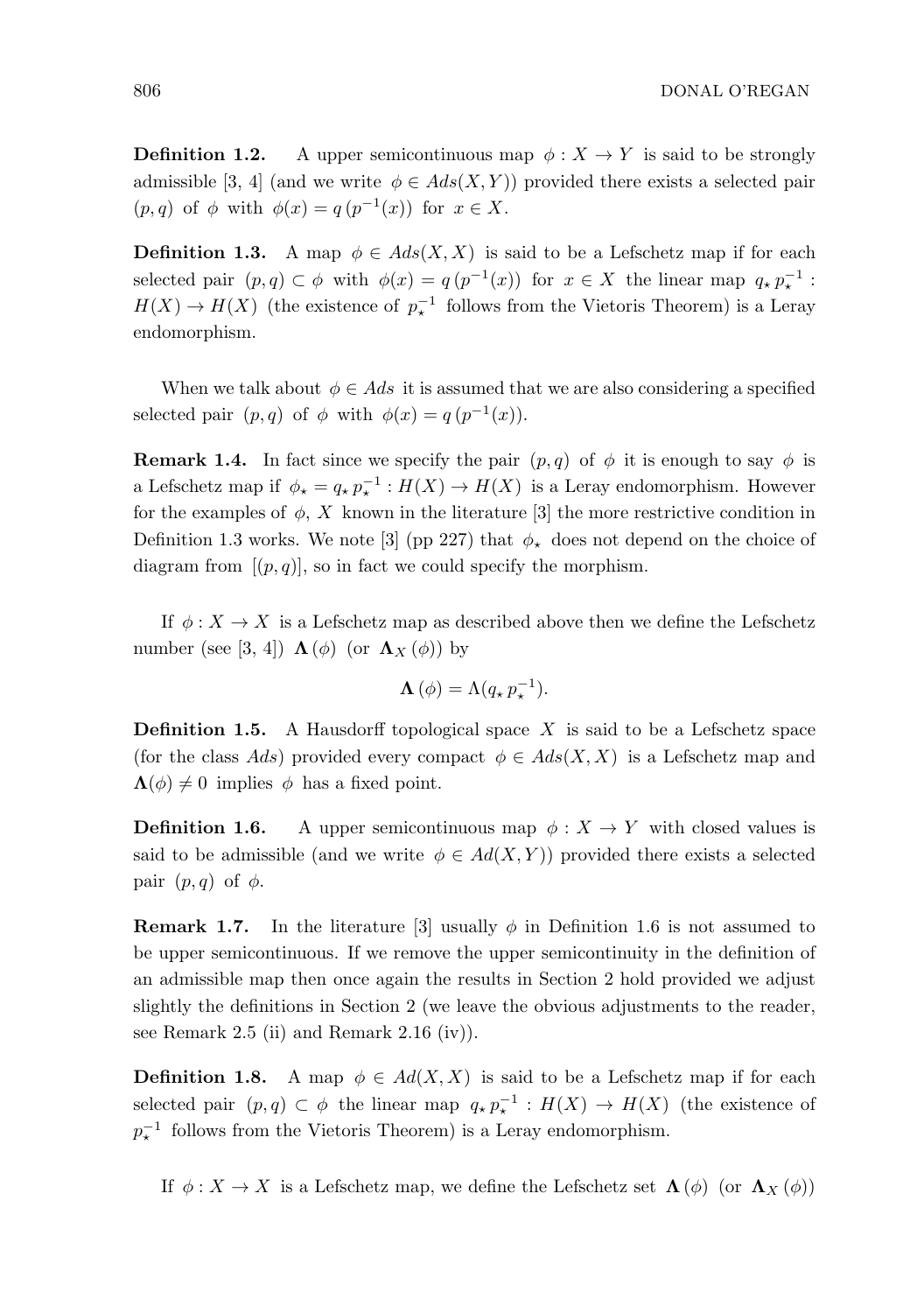**Definition 1.2.** A upper semicontinuous map $\phi : X \to Y$ is said to be strongly admissible [3, 4] (and we write $\phi \in Ads(X,Y)$) provided there exists a selected pair $(p,q)$ of $\phi$ with $\phi(x) = q\,(p^{-1}(x))$ for $x \in X$.

**Definition 1.3.** A map $\phi \in Ads(X,X)$ is said to be a Lefschetz map if for each selected pair $(p,q) \subset \phi$ with $\phi(x) = q\,(p^{-1}(x))$ for $x \in X$ the linear map $q_\star\, p_\star^{-1} : H(X) \to H(X)$ (the existence of $p_\star^{-1}$ follows from the Vietoris Theorem) is a Leray endomorphism.

When we talk about $\phi \in Ads$ it is assumed that we are also considering a specified selected pair $(p,q)$ of $\phi$ with $\phi(x) = q\,(p^{-1}(x))$.

**Remark 1.4.** In fact since we specify the pair $(p,q)$ of $\phi$ it is enough to say $\phi$ is a Lefschetz map if $\phi_\star = q_\star\, p_\star^{-1} : H(X) \to H(X)$ is a Leray endomorphism. However for the examples of $\phi$, $X$ known in the literature [3] the more restrictive condition in Definition 1.3 works. We note [3] (pp 227) that $\phi_\star$ does not depend on the choice of diagram from $[(p,q)]$, so in fact we could specify the morphism.

If $\phi : X \to X$ is a Lefschetz map as described above then we define the Lefschetz number (see [3, 4]) $\mathbf{\Lambda}\,(\phi)$ (or $\mathbf{\Lambda}_X\,(\phi)$) by

$$\mathbf{\Lambda}\,(\phi) = \Lambda(q_\star\, p_\star^{-1}).$$

**Definition 1.5.** A Hausdorff topological space $X$ is said to be a Lefschetz space (for the class $Ads$) provided every compact $\phi \in Ads(X,X)$ is a Lefschetz map and $\mathbf{\Lambda}(\phi) \neq 0$ implies $\phi$ has a fixed point.

**Definition 1.6.** A upper semicontinuous map $\phi : X \to Y$ with closed values is said to be admissible (and we write $\phi \in Ad(X,Y)$) provided there exists a selected pair $(p,q)$ of $\phi$.

**Remark 1.7.** In the literature [3] usually $\phi$ in Definition 1.6 is not assumed to be upper semicontinuous. If we remove the upper semicontinuity in the definition of an admissible map then once again the results in Section 2 hold provided we adjust slightly the definitions in Section 2 (we leave the obvious adjustments to the reader, see Remark 2.5 (ii) and Remark 2.16 (iv)).

**Definition 1.8.** A map $\phi \in Ad(X,X)$ is said to be a Lefschetz map if for each selected pair $(p,q) \subset \phi$ the linear map $q_\star\, p_\star^{-1} : H(X) \to H(X)$ (the existence of $p_\star^{-1}$ follows from the Vietoris Theorem) is a Leray endomorphism.

If $\phi : X \to X$ is a Lefschetz map, we define the Lefschetz set $\mathbf{\Lambda}\,(\phi)$ (or $\mathbf{\Lambda}_X\,(\phi)$)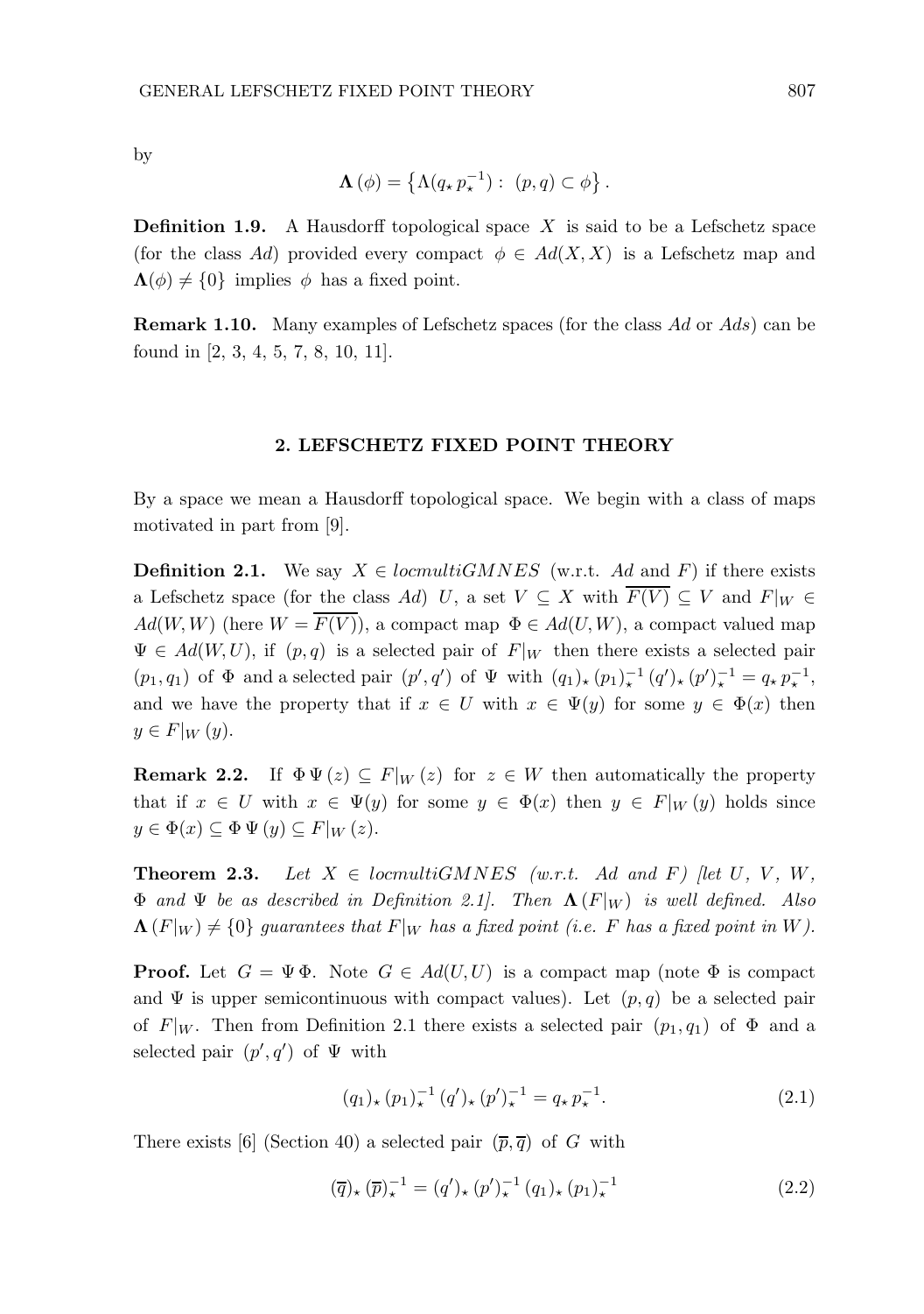by

$$\mathbf{\Lambda}\left(\phi\right)=\left\{\Lambda(q_{\star}\,p_{\star}^{-1}):\ (p,q)\subset\phi\right\}.$$

**Definition 1.9.** A Hausdorff topological space $X$ is said to be a Lefschetz space (for the class $Ad$) provided every compact $\phi \in Ad(X,X)$ is a Lefschetz map and $\mathbf{\Lambda}(\phi) \neq \{0\}$ implies $\phi$ has a fixed point.

**Remark 1.10.** Many examples of Lefschetz spaces (for the class $Ad$ or $Ads$) can be found in [2, 3, 4, 5, 7, 8, 10, 11].

## 2. LEFSCHETZ FIXED POINT THEORY

By a space we mean a Hausdorff topological space. We begin with a class of maps motivated in part from [9].

**Definition 2.1.** We say $X \in locmultiGMNES$ (w.r.t. $Ad$ and $F$) if there exists a Lefschetz space (for the class $Ad$) $U$, a set $V \subseteq X$ with $\overline{F(V)} \subseteq V$ and $F|_W \in Ad(W,W)$ (here $W = \overline{F(V)}$), a compact map $\Phi \in Ad(U,W)$, a compact valued map $\Psi \in Ad(W,U)$, if $(p,q)$ is a selected pair of $F|_W$ then there exists a selected pair $(p_1,q_1)$ of $\Phi$ and a selected pair $(p',q')$ of $\Psi$ with $(q_1)_\star\,(p_1)_\star^{-1}\,(q')_\star\,(p')_\star^{-1} = q_\star\,p_\star^{-1}$, and we have the property that if $x \in U$ with $x \in \Psi(y)$ for some $y \in \Phi(x)$ then $y \in F|_W\,(y)$.

**Remark 2.2.** If $\Phi\,\Psi\,(z) \subseteq F|_W\,(z)$ for $z \in W$ then automatically the property that if $x \in U$ with $x \in \Psi(y)$ for some $y \in \Phi(x)$ then $y \in F|_W\,(y)$ holds since $y \in \Phi(x) \subseteq \Phi\,\Psi\,(y) \subseteq F|_W\,(z)$.

**Theorem 2.3.** *Let $X \in locmultiGMNES$ (w.r.t. $Ad$ and $F$) [let $U$, $V$, $W$, $\Phi$ and $\Psi$ be as described in Definition 2.1]. Then $\mathbf{\Lambda}\left(F|_W\right)$ is well defined. Also $\mathbf{\Lambda}\left(F|_W\right) \neq \{0\}$ guarantees that $F|_W$ has a fixed point (i.e. $F$ has a fixed point in $W$).*

**Proof.** Let $G = \Psi\,\Phi$. Note $G \in Ad(U,U)$ is a compact map (note $\Phi$ is compact and $\Psi$ is upper semicontinuous with compact values). Let $(p,q)$ be a selected pair of $F|_W$. Then from Definition 2.1 there exists a selected pair $(p_1,q_1)$ of $\Phi$ and a selected pair $(p',q')$ of $\Psi$ with

$$(q_1)_\star\,(p_1)_\star^{-1}\,(q')_\star\,(p')_\star^{-1} = q_\star\,p_\star^{-1}. \tag{2.1}$$

There exists [6] (Section 40) a selected pair $(\overline{p},\overline{q})$ of $G$ with

$$(\overline{q})_\star\,(\overline{p})_\star^{-1} = (q')_\star\,(p')_\star^{-1}\,(q_1)_\star\,(p_1)_\star^{-1} \tag{2.2}$$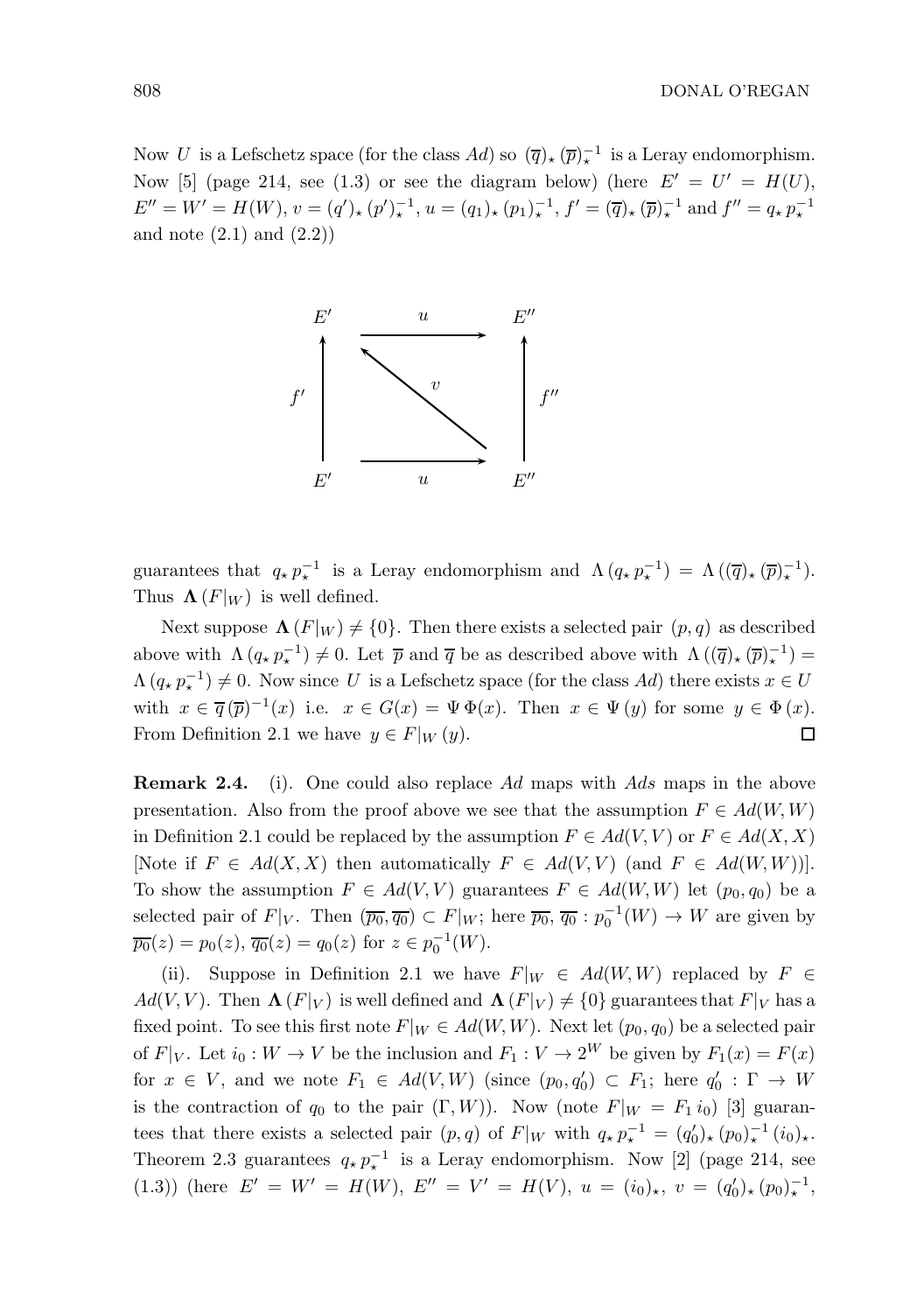Now $U$ is a Lefschetz space (for the class $Ad$) so $(\overline{q})_\star (\overline{p})_\star^{-1}$ is a Leray endomorphism. Now [5] (page 214, see (1.3) or see the diagram below) (here $E' = U' = H(U)$, $E'' = W' = H(W)$, $v = (q')_\star (p')_\star^{-1}$, $u = (q_1)_\star (p_1)_\star^{-1}$, $f' = (\overline{q})_\star (\overline{p})_\star^{-1}$ and $f'' = q_\star p_\star^{-1}$ and note (2.1) and (2.2))

$$
\begin{array}{ccc}
E' & \xrightarrow{\quad u \quad} & E'' \\
\uparrow f' & \nwarrow v & \uparrow f'' \\
E' & \xrightarrow{\quad u \quad} & E''
\end{array}
$$

guarantees that $q_\star p_\star^{-1}$ is a Leray endomorphism and $\Lambda(q_\star p_\star^{-1}) = \Lambda((\overline{q})_\star (\overline{p})_\star^{-1})$. Thus $\mathbf{\Lambda}(F|_W)$ is well defined.

Next suppose $\mathbf{\Lambda}(F|_W) \neq \{0\}$. Then there exists a selected pair $(p, q)$ as described above with $\Lambda(q_\star p_\star^{-1}) \neq 0$. Let $\overline{p}$ and $\overline{q}$ be as described above with $\Lambda((\overline{q})_\star (\overline{p})_\star^{-1}) = \Lambda(q_\star p_\star^{-1}) \neq 0$. Now since $U$ is a Lefschetz space (for the class $Ad$) there exists $x \in U$ with $x \in \overline{q}(\overline{p})^{-1}(x)$ i.e. $x \in G(x) = \Psi\,\Phi(x)$. Then $x \in \Psi(y)$ for some $y \in \Phi(x)$. From Definition 2.1 we have $y \in F|_W(y)$. $\square$

**Remark 2.4.** (i). One could also replace $Ad$ maps with $Ads$ maps in the above presentation. Also from the proof above we see that the assumption $F \in Ad(W, W)$ in Definition 2.1 could be replaced by the assumption $F \in Ad(V, V)$ or $F \in Ad(X, X)$ [Note if $F \in Ad(X, X)$ then automatically $F \in Ad(V, V)$ (and $F \in Ad(W, W)$)]. To show the assumption $F \in Ad(V, V)$ guarantees $F \in Ad(W, W)$ let $(p_0, q_0)$ be a selected pair of $F|_V$. Then $(\overline{p_0}, \overline{q_0}) \subset F|_W$; here $\overline{p_0}, \overline{q_0} : p_0^{-1}(W) \to W$ are given by $\overline{p_0}(z) = p_0(z)$, $\overline{q_0}(z) = q_0(z)$ for $z \in p_0^{-1}(W)$.

(ii). Suppose in Definition 2.1 we have $F|_W \in Ad(W, W)$ replaced by $F \in Ad(V, V)$. Then $\mathbf{\Lambda}(F|_V)$ is well defined and $\mathbf{\Lambda}(F|_V) \neq \{0\}$ guarantees that $F|_V$ has a fixed point. To see this first note $F|_W \in Ad(W, W)$. Next let $(p_0, q_0)$ be a selected pair of $F|_V$. Let $i_0 : W \to V$ be the inclusion and $F_1 : V \to 2^W$ be given by $F_1(x) = F(x)$ for $x \in V$, and we note $F_1 \in Ad(V, W)$ (since $(p_0, q_0') \subset F_1$; here $q_0' : \Gamma \to W$ is the contraction of $q_0$ to the pair $(\Gamma, W)$). Now (note $F|_W = F_1\, i_0$) [3] guarantees that there exists a selected pair $(p, q)$ of $F|_W$ with $q_\star p_\star^{-1} = (q_0')_\star (p_0)_\star^{-1} (i_0)_\star$. Theorem 2.3 guarantees $q_\star p_\star^{-1}$ is a Leray endomorphism. Now [2] (page 214, see (1.3)) (here $E' = W' = H(W)$, $E'' = V' = H(V)$, $u = (i_0)_\star$, $v = (q_0')_\star (p_0)_\star^{-1}$,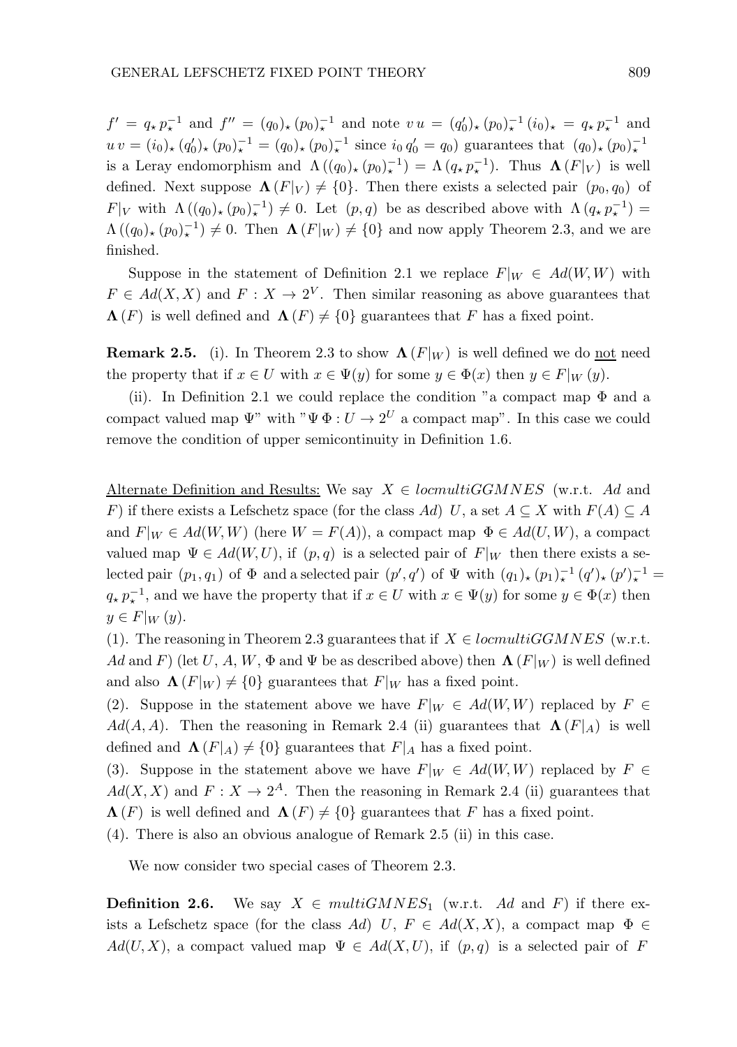$f' = q_\star\, p_\star^{-1}$ and $f'' = (q_0)_\star\, (p_0)_\star^{-1}$ and note $v\, u = (q_0')_\star\, (p_0)_\star^{-1}\, (i_0)_\star = q_\star\, p_\star^{-1}$ and $u\, v = (i_0)_\star\, (q_0')_\star\, (p_0)_\star^{-1} = (q_0)_\star\, (p_0)_\star^{-1}$ since $i_0\, q_0' = q_0$) guarantees that $(q_0)_\star\, (p_0)_\star^{-1}$ is a Leray endomorphism and $\Lambda\left((q_0)_\star\, (p_0)_\star^{-1}\right) = \Lambda\left(q_\star\, p_\star^{-1}\right)$. Thus $\mathbf{\Lambda}\left(F|_V\right)$ is well defined. Next suppose $\mathbf{\Lambda}\left(F|_V\right) \neq \{0\}$. Then there exists a selected pair $(p_0, q_0)$ of $F|_V$ with $\Lambda\left((q_0)_\star\, (p_0)_\star^{-1}\right) \neq 0$. Let $(p, q)$ be as described above with $\Lambda\left(q_\star\, p_\star^{-1}\right) = \Lambda\left((q_0)_\star\, (p_0)_\star^{-1}\right) \neq 0$. Then $\mathbf{\Lambda}\left(F|_W\right) \neq \{0\}$ and now apply Theorem 2.3, and we are finished.

Suppose in the statement of Definition 2.1 we replace $F|_W \in Ad(W, W)$ with $F \in Ad(X, X)$ and $F : X \to 2^V$. Then similar reasoning as above guarantees that $\mathbf{\Lambda}\left(F\right)$ is well defined and $\mathbf{\Lambda}\left(F\right) \neq \{0\}$ guarantees that $F$ has a fixed point.

**Remark 2.5.** (i). In Theorem 2.3 to show $\mathbf{\Lambda}\left(F|_W\right)$ is well defined we do <u>not</u> need the property that if $x \in U$ with $x \in \Psi(y)$ for some $y \in \Phi(x)$ then $y \in F|_W\,(y)$.

(ii). In Definition 2.1 we could replace the condition "a compact map $\Phi$ and a compact valued map $\Psi$" with "$\Psi\,\Phi : U \to 2^U$ a compact map". In this case we could remove the condition of upper semicontinuity in Definition 1.6.

<u>Alternate Definition and Results:</u> We say $X \in locmultiGGMNES$ (w.r.t. $Ad$ and $F$) if there exists a Lefschetz space (for the class $Ad$) $U$, a set $A \subseteq X$ with $F(A) \subseteq A$ and $F|_W \in Ad(W, W)$ (here $W = F(A)$), a compact map $\Phi \in Ad(U, W)$, a compact valued map $\Psi \in Ad(W, U)$, if $(p, q)$ is a selected pair of $F|_W$ then there exists a selected pair $(p_1, q_1)$ of $\Phi$ and a selected pair $(p', q')$ of $\Psi$ with $(q_1)_\star\, (p_1)_\star^{-1}\, (q')_\star\, (p')_\star^{-1} = q_\star\, p_\star^{-1}$, and we have the property that if $x \in U$ with $x \in \Psi(y)$ for some $y \in \Phi(x)$ then $y \in F|_W\,(y)$.

(1). The reasoning in Theorem 2.3 guarantees that if $X \in locmultiGGMNES$ (w.r.t. $Ad$ and $F$) (let $U$, $A$, $W$, $\Phi$ and $\Psi$ be as described above) then $\mathbf{\Lambda}\left(F|_W\right)$ is well defined and also $\mathbf{\Lambda}\left(F|_W\right) \neq \{0\}$ guarantees that $F|_W$ has a fixed point.

(2). Suppose in the statement above we have $F|_W \in Ad(W, W)$ replaced by $F \in Ad(A, A)$. Then the reasoning in Remark 2.4 (ii) guarantees that $\mathbf{\Lambda}\left(F|_A\right)$ is well defined and $\mathbf{\Lambda}\left(F|_A\right) \neq \{0\}$ guarantees that $F|_A$ has a fixed point.

(3). Suppose in the statement above we have $F|_W \in Ad(W, W)$ replaced by $F \in Ad(X, X)$ and $F : X \to 2^A$. Then the reasoning in Remark 2.4 (ii) guarantees that $\mathbf{\Lambda}\left(F\right)$ is well defined and $\mathbf{\Lambda}\left(F\right) \neq \{0\}$ guarantees that $F$ has a fixed point.

(4). There is also an obvious analogue of Remark 2.5 (ii) in this case.

We now consider two special cases of Theorem 2.3.

**Definition 2.6.** We say $X \in multiGMNES_1$ (w.r.t. $Ad$ and $F$) if there exists a Lefschetz space (for the class $Ad$) $U$, $F \in Ad(X, X)$, a compact map $\Phi \in Ad(U, X)$, a compact valued map $\Psi \in Ad(X, U)$, if $(p, q)$ is a selected pair of $F$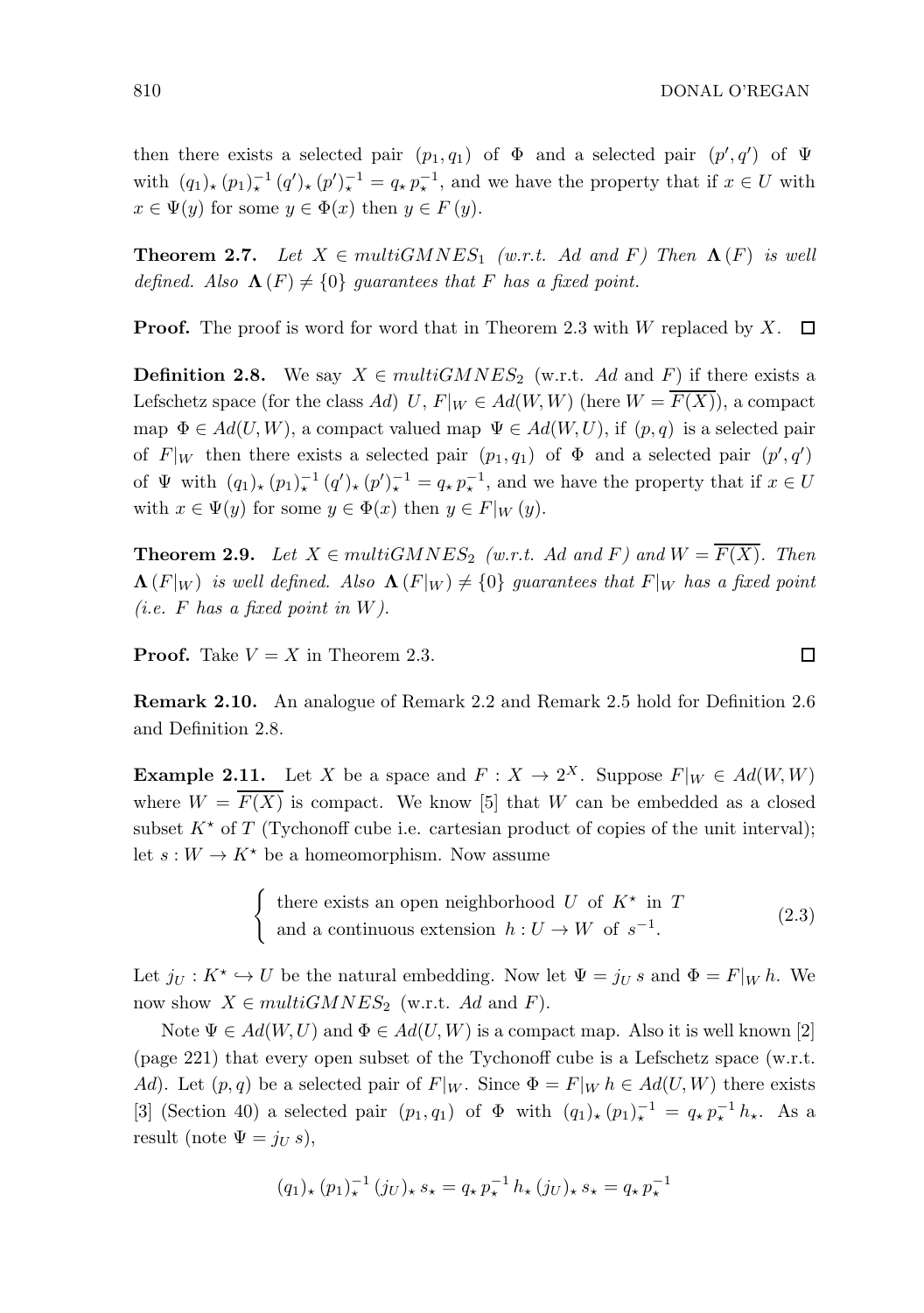then there exists a selected pair $(p_1, q_1)$ of $\Phi$ and a selected pair $(p', q')$ of $\Psi$ with $(q_1)_\star\,(p_1)_\star^{-1}\,(q')_\star\,(p')_\star^{-1} = q_\star\,p_\star^{-1}$, and we have the property that if $x \in U$ with $x \in \Psi(y)$ for some $y \in \Phi(x)$ then $y \in F\,(y)$.

**Theorem 2.7.** *Let $X \in multiGMNES_1$ (w.r.t. $Ad$ and $F$) Then $\mathbf{\Lambda}\,(F)$ is well defined. Also $\mathbf{\Lambda}\,(F) \neq \{0\}$ guarantees that $F$ has a fixed point.*

**Proof.** The proof is word for word that in Theorem 2.3 with $W$ replaced by $X$. □

**Definition 2.8.** We say $X \in multiGMNES_2$ (w.r.t. $Ad$ and $F$) if there exists a Lefschetz space (for the class $Ad$) $U$, $F|_W \in Ad(W, W)$ (here $W = \overline{F(X)}$), a compact map $\Phi \in Ad(U, W)$, a compact valued map $\Psi \in Ad(W, U)$, if $(p, q)$ is a selected pair of $F|_W$ then there exists a selected pair $(p_1, q_1)$ of $\Phi$ and a selected pair $(p', q')$ of $\Psi$ with $(q_1)_\star\,(p_1)_\star^{-1}\,(q')_\star\,(p')_\star^{-1} = q_\star\,p_\star^{-1}$, and we have the property that if $x \in U$ with $x \in \Psi(y)$ for some $y \in \Phi(x)$ then $y \in F|_W\,(y)$.

**Theorem 2.9.** *Let $X \in multiGMNES_2$ (w.r.t. $Ad$ and $F$) and $W = \overline{F(X)}$. Then $\mathbf{\Lambda}\,(F|_W)$ is well defined. Also $\mathbf{\Lambda}\,(F|_W) \neq \{0\}$ guarantees that $F|_W$ has a fixed point (i.e. $F$ has a fixed point in $W$).*

**Proof.** Take $V = X$ in Theorem 2.3. □

**Remark 2.10.** An analogue of Remark 2.2 and Remark 2.5 hold for Definition 2.6 and Definition 2.8.

**Example 2.11.** Let $X$ be a space and $F : X \to 2^X$. Suppose $F|_W \in Ad(W, W)$ where $W = \overline{F(X)}$ is compact. We know [5] that $W$ can be embedded as a closed subset $K^\star$ of $T$ (Tychonoff cube i.e. cartesian product of copies of the unit interval); let $s : W \to K^\star$ be a homeomorphism. Now assume

$$\begin{cases} \text{there exists an open neighborhood } U \text{ of } K^\star \text{ in } T \\ \text{and a continuous extension } h : U \to W \text{ of } s^{-1}. \end{cases} \tag{2.3}$$

Let $j_U : K^\star \hookrightarrow U$ be the natural embedding. Now let $\Psi = j_U\,s$ and $\Phi = F|_W\,h$. We now show $X \in multiGMNES_2$ (w.r.t. $Ad$ and $F$).

Note $\Psi \in Ad(W, U)$ and $\Phi \in Ad(U, W)$ is a compact map. Also it is well known [2] (page 221) that every open subset of the Tychonoff cube is a Lefschetz space (w.r.t. $Ad$). Let $(p, q)$ be a selected pair of $F|_W$. Since $\Phi = F|_W\,h \in Ad(U, W)$ there exists [3] (Section 40) a selected pair $(p_1, q_1)$ of $\Phi$ with $(q_1)_\star\,(p_1)_\star^{-1} = q_\star\,p_\star^{-1}\,h_\star$. As a result (note $\Psi = j_U\,s$),

$$(q_1)_\star\,(p_1)_\star^{-1}\,(j_U)_\star\,s_\star = q_\star\,p_\star^{-1}\,h_\star\,(j_U)_\star\,s_\star = q_\star\,p_\star^{-1}$$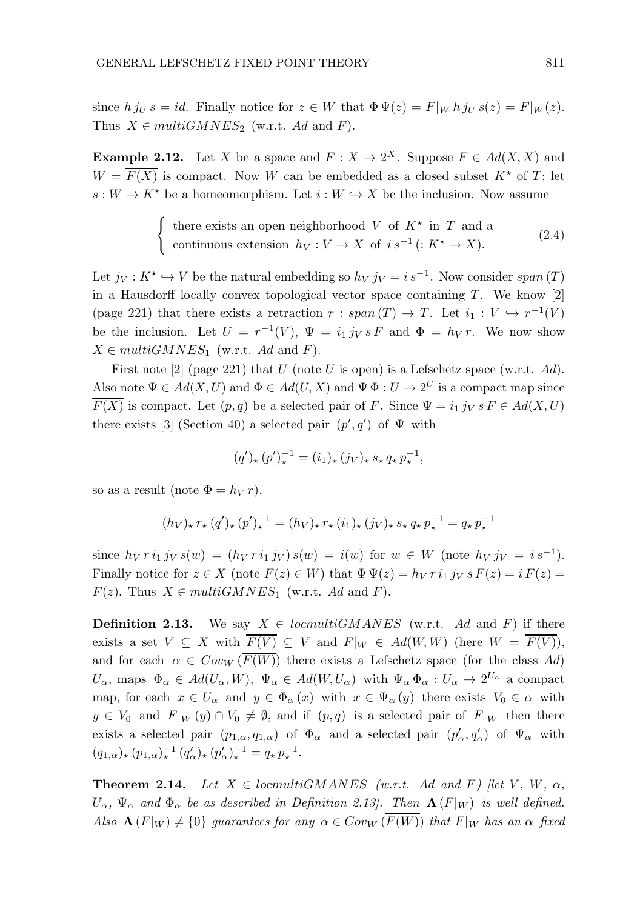since $h\, j_U\, s = id$. Finally notice for $z \in W$ that $\Phi\, \Psi(z) = F|_W\, h\, j_U\, s(z) = F|_W(z)$. Thus $X \in multiGMNES_2$ (w.r.t. $Ad$ and $F$).

**Example 2.12.** Let $X$ be a space and $F : X \to 2^X$. Suppose $F \in Ad(X, X)$ and $W = \overline{F(X)}$ is compact. Now $W$ can be embedded as a closed subset $K^\star$ of $T$; let $s : W \to K^\star$ be a homeomorphism. Let $i : W \hookrightarrow X$ be the inclusion. Now assume

$$\begin{cases} \text{there exists an open neighborhood } V \text{ of } K^\star \text{ in } T \text{ and a} \\ \text{continuous extension } h_V : V \to X \text{ of } i\, s^{-1}\, (: K^\star \to X). \end{cases} \tag{2.4}$$

Let $j_V : K^\star \hookrightarrow V$ be the natural embedding so $h_V\, j_V = i\, s^{-1}$. Now consider $span\,(T)$ in a Hausdorff locally convex topological vector space containing $T$. We know [2] (page 221) that there exists a retraction $r : span\,(T) \to T$. Let $i_1 : V \hookrightarrow r^{-1}(V)$ be the inclusion. Let $U = r^{-1}(V)$, $\Psi = i_1\, j_V\, s\, F$ and $\Phi = h_V\, r$. We now show $X \in multiGMNES_1$ (w.r.t. $Ad$ and $F$).

First note [2] (page 221) that $U$ (note $U$ is open) is a Lefschetz space (w.r.t. $Ad$). Also note $\Psi \in Ad(X, U)$ and $\Phi \in Ad(U, X)$ and $\Psi\, \Phi : U \to 2^U$ is a compact map since $\overline{F(X)}$ is compact. Let $(p, q)$ be a selected pair of $F$. Since $\Psi = i_1\, j_V\, s\, F \in Ad(X, U)$ there exists [3] (Section 40) a selected pair $(p', q')$ of $\Psi$ with

$$(q')_\star\, (p')_\star^{-1} = (i_1)_\star\, (j_V)_\star\, s_\star\, q_\star\, p_\star^{-1},$$

so as a result (note $\Phi = h_V\, r$),

$$(h_V)_\star\, r_\star\, (q')_\star\, (p')_\star^{-1} = (h_V)_\star\, r_\star\, (i_1)_\star\, (j_V)_\star\, s_\star\, q_\star\, p_\star^{-1} = q_\star\, p_\star^{-1}$$

since $h_V\, r\, i_1\, j_V\, s(w) = (h_V\, r\, i_1\, j_V)\, s(w) = i(w)$ for $w \in W$ (note $h_V\, j_V = i\, s^{-1}$). Finally notice for $z \in X$ (note $F(z) \in W$) that $\Phi\, \Psi(z) = h_V\, r\, i_1\, j_V\, s\, F(z) = i\, F(z) = F(z)$. Thus $X \in multiGMNES_1$ (w.r.t. $Ad$ and $F$).

**Definition 2.13.** We say $X \in locmultiGMANES$ (w.r.t. $Ad$ and $F$) if there exists a set $V \subseteq X$ with $\overline{F(V)} \subseteq V$ and $F|_W \in Ad(W, W)$ (here $W = \overline{F(V)}$), and for each $\alpha \in Cov_W\,(\overline{F(W)})$ there exists a Lefschetz space (for the class $Ad$) $U_\alpha$, maps $\Phi_\alpha \in Ad(U_\alpha, W)$, $\Psi_\alpha \in Ad(W, U_\alpha)$ with $\Psi_\alpha\, \Phi_\alpha : U_\alpha \to 2^{U_\alpha}$ a compact map, for each $x \in U_\alpha$ and $y \in \Phi_\alpha\,(x)$ with $x \in \Psi_\alpha\,(y)$ there exists $V_0 \in \alpha$ with $y \in V_0$ and $F|_W\,(y) \cap V_0 \neq \emptyset$, and if $(p, q)$ is a selected pair of $F|_W$ then there exists a selected pair $(p_{1,\alpha}, q_{1,\alpha})$ of $\Phi_\alpha$ and a selected pair $(p'_\alpha, q'_\alpha)$ of $\Psi_\alpha$ with $(q_{1,\alpha})_\star\, (p_{1,\alpha})_\star^{-1}\, (q'_\alpha)_\star\, (p'_\alpha)_\star^{-1} = q_\star\, p_\star^{-1}$.

**Theorem 2.14.** *Let $X \in locmultiGMANES$ (w.r.t. $Ad$ and $F$) [let $V$, $W$, $\alpha$, $U_\alpha$, $\Psi_\alpha$ and $\Phi_\alpha$ be as described in Definition 2.13]. Then $\mathbf{\Lambda}\,(F|_W)$ is well defined. Also $\mathbf{\Lambda}\,(F|_W) \neq \{0\}$ guarantees for any $\alpha \in Cov_W\,(\overline{F(W)})$ that $F|_W$ has an $\alpha$–fixed*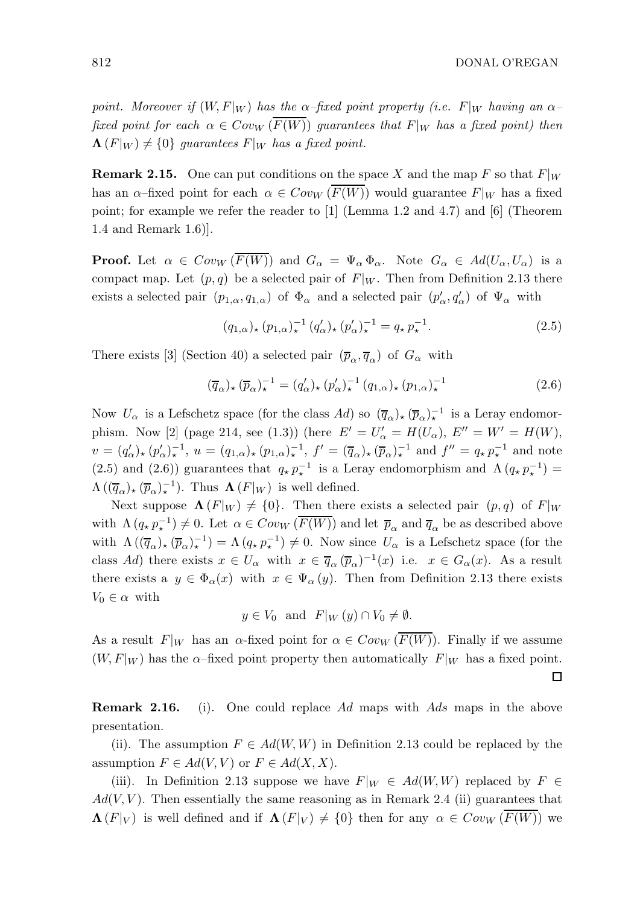*point. Moreover if $(W, F|_W)$ has the $\alpha$–fixed point property (i.e. $F|_W$ having an $\alpha$–fixed point for each $\alpha \in Cov_W(\overline{F(W)})$ guarantees that $F|_W$ has a fixed point) then $\mathbf{\Lambda}(F|_W) \neq \{0\}$ guarantees $F|_W$ has a fixed point.*

**Remark 2.15.** One can put conditions on the space $X$ and the map $F$ so that $F|_W$ has an $\alpha$–fixed point for each $\alpha \in Cov_W(\overline{F(W)})$ would guarantee $F|_W$ has a fixed point; for example we refer the reader to [1] (Lemma 1.2 and 4.7) and [6] (Theorem 1.4 and Remark 1.6)].

**Proof.** Let $\alpha \in Cov_W(\overline{F(W)})$ and $G_\alpha = \Psi_\alpha \Phi_\alpha$. Note $G_\alpha \in Ad(U_\alpha, U_\alpha)$ is a compact map. Let $(p, q)$ be a selected pair of $F|_W$. Then from Definition 2.13 there exists a selected pair $(p_{1,\alpha}, q_{1,\alpha})$ of $\Phi_\alpha$ and a selected pair $(p'_\alpha, q'_\alpha)$ of $\Psi_\alpha$ with

$$(q_{1,\alpha})_\star (p_{1,\alpha})_\star^{-1} (q'_\alpha)_\star (p'_\alpha)_\star^{-1} = q_\star p_\star^{-1}. \tag{2.5}$$

There exists [3] (Section 40) a selected pair $(\overline{p}_\alpha, \overline{q}_\alpha)$ of $G_\alpha$ with

$$(\overline{q}_\alpha)_\star (\overline{p}_\alpha)_\star^{-1} = (q'_\alpha)_\star (p'_\alpha)_\star^{-1} (q_{1,\alpha})_\star (p_{1,\alpha})_\star^{-1} \tag{2.6}$$

Now $U_\alpha$ is a Lefschetz space (for the class $Ad$) so $(\overline{q}_\alpha)_\star (\overline{p}_\alpha)_\star^{-1}$ is a Leray endomorphism. Now [2] (page 214, see (1.3)) (here $E' = U'_\alpha = H(U_\alpha)$, $E'' = W' = H(W)$, $v = (q'_\alpha)_\star (p'_\alpha)_\star^{-1}$, $u = (q_{1,\alpha})_\star (p_{1,\alpha})_\star^{-1}$, $f' = (\overline{q}_\alpha)_\star (\overline{p}_\alpha)_\star^{-1}$ and $f'' = q_\star p_\star^{-1}$ and note (2.5) and (2.6)) guarantees that $q_\star p_\star^{-1}$ is a Leray endomorphism and $\Lambda(q_\star p_\star^{-1}) = \Lambda((\overline{q}_\alpha)_\star (\overline{p}_\alpha)_\star^{-1})$. Thus $\mathbf{\Lambda}(F|_W)$ is well defined.

Next suppose $\mathbf{\Lambda}(F|_W) \neq \{0\}$. Then there exists a selected pair $(p, q)$ of $F|_W$ with $\Lambda(q_\star p_\star^{-1}) \neq 0$. Let $\alpha \in Cov_W(\overline{F(W)})$ and let $\overline{p}_\alpha$ and $\overline{q}_\alpha$ be as described above with $\Lambda((\overline{q}_\alpha)_\star (\overline{p}_\alpha)_\star^{-1}) = \Lambda(q_\star p_\star^{-1}) \neq 0$. Now since $U_\alpha$ is a Lefschetz space (for the class $Ad$) there exists $x \in U_\alpha$ with $x \in \overline{q}_\alpha (\overline{p}_\alpha)^{-1}(x)$ i.e. $x \in G_\alpha(x)$. As a result there exists a $y \in \Phi_\alpha(x)$ with $x \in \Psi_\alpha(y)$. Then from Definition 2.13 there exists $V_0 \in \alpha$ with

$$y \in V_0 \quad \text{and} \quad F|_W(y) \cap V_0 \neq \emptyset.$$

As a result $F|_W$ has an $\alpha$-fixed point for $\alpha \in Cov_W(\overline{F(W)})$. Finally if we assume $(W, F|_W)$ has the $\alpha$–fixed point property then automatically $F|_W$ has a fixed point. □

**Remark 2.16.** (i). One could replace $Ad$ maps with $Ads$ maps in the above presentation.

(ii). The assumption $F \in Ad(W, W)$ in Definition 2.13 could be replaced by the assumption $F \in Ad(V, V)$ or $F \in Ad(X, X)$.

(iii). In Definition 2.13 suppose we have $F|_W \in Ad(W, W)$ replaced by $F \in Ad(V, V)$. Then essentially the same reasoning as in Remark 2.4 (ii) guarantees that $\mathbf{\Lambda}(F|_V)$ is well defined and if $\mathbf{\Lambda}(F|_V) \neq \{0\}$ then for any $\alpha \in Cov_W(\overline{F(W)})$ we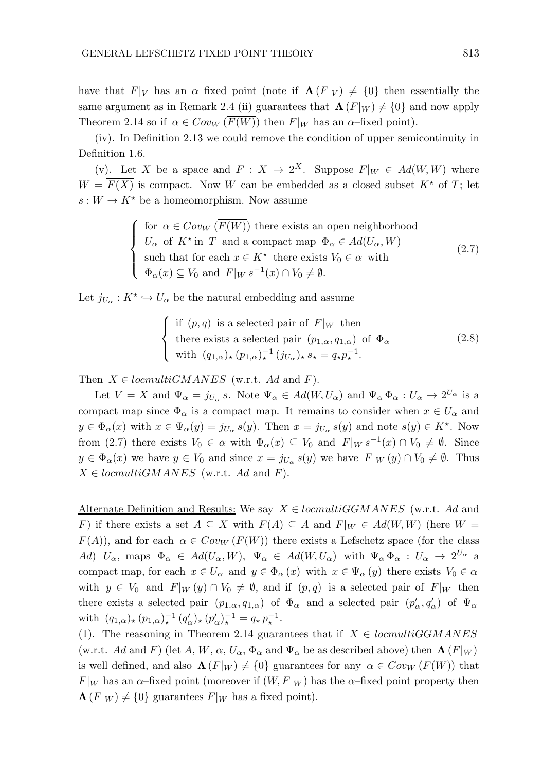have that $F|_V$ has an $\alpha$–fixed point (note if $\mathbf{\Lambda}(F|_V) \neq \{0\}$ then essentially the same argument as in Remark 2.4 (ii) guarantees that $\mathbf{\Lambda}(F|_W) \neq \{0\}$ and now apply Theorem 2.14 so if $\alpha \in Cov_W(\overline{F(W)})$ then $F|_W$ has an $\alpha$–fixed point).

(iv). In Definition 2.13 we could remove the condition of upper semicontinuity in Definition 1.6.

(v). Let $X$ be a space and $F : X \to 2^X$. Suppose $F|_W \in Ad(W, W)$ where $W = \overline{F(X)}$ is compact. Now $W$ can be embedded as a closed subset $K^\star$ of $T$; let $s : W \to K^\star$ be a homeomorphism. Now assume

$$\left\{ \begin{array}{l} \text{for } \alpha \in Cov_W(\overline{F(W)}) \text{ there exists an open neighborhood} \\ U_\alpha \text{ of } K^\star \text{ in } T \text{ and a compact map } \Phi_\alpha \in Ad(U_\alpha, W) \\ \text{such that for each } x \in K^\star \text{ there exists } V_0 \in \alpha \text{ with} \\ \Phi_\alpha(x) \subseteq V_0 \text{ and } F|_W\, s^{-1}(x) \cap V_0 \neq \emptyset. \end{array} \right. \tag{2.7}$$

Let $j_{U_\alpha} : K^\star \hookrightarrow U_\alpha$ be the natural embedding and assume

$$\left\{ \begin{array}{l} \text{if } (p, q) \text{ is a selected pair of } F|_W \text{ then} \\ \text{there exists a selected pair } (p_{1,\alpha}, q_{1,\alpha}) \text{ of } \Phi_\alpha \\ \text{with } (q_{1,\alpha})_\star\, (p_{1,\alpha})_\star^{-1}\, (j_{U_\alpha})_\star\, s_\star = q_\star p_\star^{-1}. \end{array} \right. \tag{2.8}$$

Then $X \in locmultiGMANES$ (w.r.t. $Ad$ and $F$).

Let $V = X$ and $\Psi_\alpha = j_{U_\alpha}\, s$. Note $\Psi_\alpha \in Ad(W, U_\alpha)$ and $\Psi_\alpha\, \Phi_\alpha : U_\alpha \to 2^{U_\alpha}$ is a compact map since $\Phi_\alpha$ is a compact map. It remains to consider when $x \in U_\alpha$ and $y \in \Phi_\alpha(x)$ with $x \in \Psi_\alpha(y) = j_{U_\alpha}\, s(y)$. Then $x = j_{U_\alpha}\, s(y)$ and note $s(y) \in K^\star$. Now from (2.7) there exists $V_0 \in \alpha$ with $\Phi_\alpha(x) \subseteq V_0$ and $F|_W\, s^{-1}(x) \cap V_0 \neq \emptyset$. Since $y \in \Phi_\alpha(x)$ we have $y \in V_0$ and since $x = j_{U_\alpha}\, s(y)$ we have $F|_W\,(y) \cap V_0 \neq \emptyset$. Thus $X \in locmultiGMANES$ (w.r.t. $Ad$ and $F$).

<u>Alternate Definition and Results:</u> We say $X \in locmultiGGMANES$ (w.r.t. $Ad$ and $F$) if there exists a set $A \subseteq X$ with $F(A) \subseteq A$ and $F|_W \in Ad(W, W)$ (here $W = F(A)$), and for each $\alpha \in Cov_W(F(W))$ there exists a Lefschetz space (for the class $Ad$) $U_\alpha$, maps $\Phi_\alpha \in Ad(U_\alpha, W)$, $\Psi_\alpha \in Ad(W, U_\alpha)$ with $\Psi_\alpha\, \Phi_\alpha : U_\alpha \to 2^{U_\alpha}$ a compact map, for each $x \in U_\alpha$ and $y \in \Phi_\alpha(x)$ with $x \in \Psi_\alpha(y)$ there exists $V_0 \in \alpha$ with $y \in V_0$ and $F|_W\,(y) \cap V_0 \neq \emptyset$, and if $(p, q)$ is a selected pair of $F|_W$ then there exists a selected pair $(p_{1,\alpha}, q_{1,\alpha})$ of $\Phi_\alpha$ and a selected pair $(p'_\alpha, q'_\alpha)$ of $\Psi_\alpha$ with $(q_{1,\alpha})_\star\, (p_{1,\alpha})_\star^{-1}\, (q'_\alpha)_\star\, (p'_\alpha)_\star^{-1} = q_\star\, p_\star^{-1}$.

(1). The reasoning in Theorem 2.14 guarantees that if $X \in locmultiGGMANES$ (w.r.t. $Ad$ and $F$) (let $A$, $W$, $\alpha$, $U_\alpha$, $\Phi_\alpha$ and $\Psi_\alpha$ be as described above) then $\mathbf{\Lambda}(F|_W)$ is well defined, and also $\mathbf{\Lambda}(F|_W) \neq \{0\}$ guarantees for any $\alpha \in Cov_W(F(W))$ that $F|_W$ has an $\alpha$–fixed point (moreover if $(W, F|_W)$ has the $\alpha$–fixed point property then $\mathbf{\Lambda}(F|_W) \neq \{0\}$ guarantees $F|_W$ has a fixed point).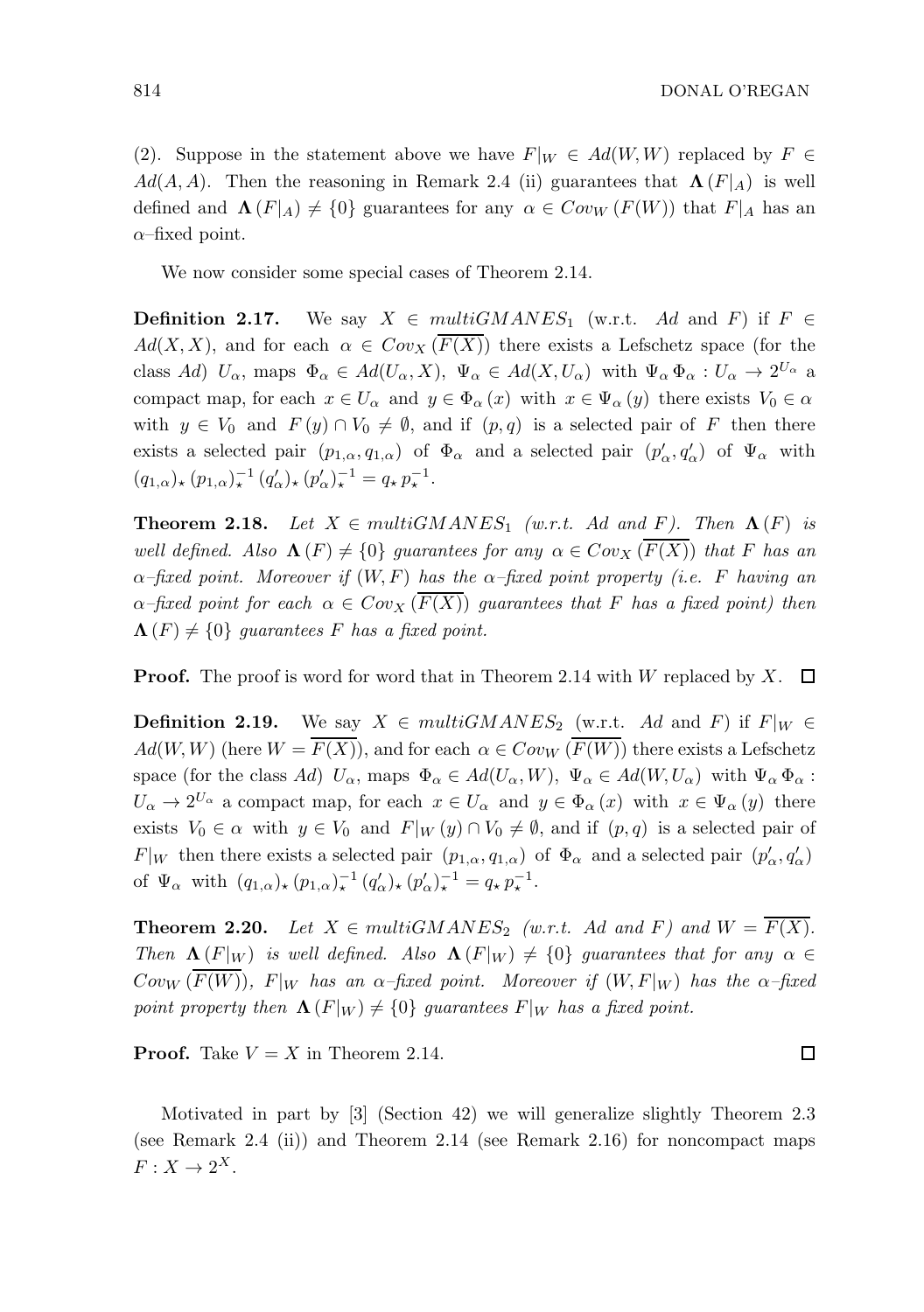(2). Suppose in the statement above we have $F|_W \in Ad(W,W)$ replaced by $F \in Ad(A,A)$. Then the reasoning in Remark 2.4 (ii) guarantees that $\mathbf{\Lambda}(F|_A)$ is well defined and $\mathbf{\Lambda}(F|_A) \neq \{0\}$ guarantees for any $\alpha \in Cov_W(F(W))$ that $F|_A$ has an $\alpha$–fixed point.

We now consider some special cases of Theorem 2.14.

**Definition 2.17.** We say $X \in multiGMANES_1$ (w.r.t. $Ad$ and $F$) if $F \in Ad(X,X)$, and for each $\alpha \in Cov_X(\overline{F(X)})$ there exists a Lefschetz space (for the class $Ad$) $U_\alpha$, maps $\Phi_\alpha \in Ad(U_\alpha, X)$, $\Psi_\alpha \in Ad(X, U_\alpha)$ with $\Psi_\alpha\,\Phi_\alpha : U_\alpha \to 2^{U_\alpha}$ a compact map, for each $x \in U_\alpha$ and $y \in \Phi_\alpha(x)$ with $x \in \Psi_\alpha(y)$ there exists $V_0 \in \alpha$ with $y \in V_0$ and $F(y) \cap V_0 \neq \emptyset$, and if $(p,q)$ is a selected pair of $F$ then there exists a selected pair $(p_{1,\alpha}, q_{1,\alpha})$ of $\Phi_\alpha$ and a selected pair $(p'_\alpha, q'_\alpha)$ of $\Psi_\alpha$ with $(q_{1,\alpha})_\star\,(p_{1,\alpha})_\star^{-1}\,(q'_\alpha)_\star\,(p'_\alpha)_\star^{-1} = q_\star\,p_\star^{-1}$.

**Theorem 2.18.** *Let $X \in multiGMANES_1$ (w.r.t. $Ad$ and $F$). Then $\mathbf{\Lambda}(F)$ is well defined. Also $\mathbf{\Lambda}(F) \neq \{0\}$ guarantees for any $\alpha \in Cov_X(\overline{F(X)})$ that $F$ has an $\alpha$–fixed point. Moreover if $(W,F)$ has the $\alpha$–fixed point property (i.e. $F$ having an $\alpha$–fixed point for each $\alpha \in Cov_X(\overline{F(X)})$ guarantees that $F$ has a fixed point) then $\mathbf{\Lambda}(F) \neq \{0\}$ guarantees $F$ has a fixed point.*

**Proof.** The proof is word for word that in Theorem 2.14 with $W$ replaced by $X$. $\square$

**Definition 2.19.** We say $X \in multiGMANES_2$ (w.r.t. $Ad$ and $F$) if $F|_W \in Ad(W,W)$ (here $W = \overline{F(X)}$), and for each $\alpha \in Cov_W(\overline{F(W)})$ there exists a Lefschetz space (for the class $Ad$) $U_\alpha$, maps $\Phi_\alpha \in Ad(U_\alpha, W)$, $\Psi_\alpha \in Ad(W, U_\alpha)$ with $\Psi_\alpha\,\Phi_\alpha : U_\alpha \to 2^{U_\alpha}$ a compact map, for each $x \in U_\alpha$ and $y \in \Phi_\alpha(x)$ with $x \in \Psi_\alpha(y)$ there exists $V_0 \in \alpha$ with $y \in V_0$ and $F|_W(y) \cap V_0 \neq \emptyset$, and if $(p,q)$ is a selected pair of $F|_W$ then there exists a selected pair $(p_{1,\alpha}, q_{1,\alpha})$ of $\Phi_\alpha$ and a selected pair $(p'_\alpha, q'_\alpha)$ of $\Psi_\alpha$ with $(q_{1,\alpha})_\star\,(p_{1,\alpha})_\star^{-1}\,(q'_\alpha)_\star\,(p'_\alpha)_\star^{-1} = q_\star\,p_\star^{-1}$.

**Theorem 2.20.** *Let $X \in multiGMANES_2$ (w.r.t. $Ad$ and $F$) and $W = \overline{F(X)}$. Then $\mathbf{\Lambda}(F|_W)$ is well defined. Also $\mathbf{\Lambda}(F|_W) \neq \{0\}$ guarantees that for any $\alpha \in Cov_W(\overline{F(W)})$, $F|_W$ has an $\alpha$–fixed point. Moreover if $(W, F|_W)$ has the $\alpha$–fixed point property then $\mathbf{\Lambda}(F|_W) \neq \{0\}$ guarantees $F|_W$ has a fixed point.*

**Proof.** Take $V = X$ in Theorem 2.14. $\square$

Motivated in part by [3] (Section 42) we will generalize slightly Theorem 2.3 (see Remark 2.4 (ii)) and Theorem 2.14 (see Remark 2.16) for noncompact maps $F : X \to 2^X$.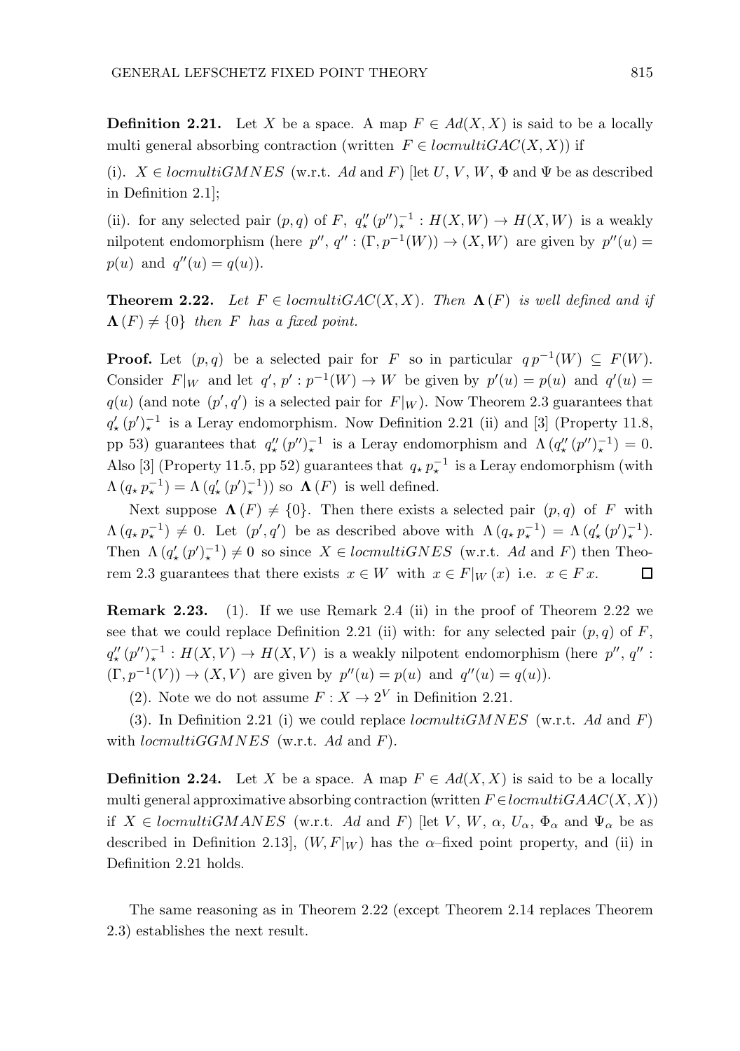**Definition 2.21.** Let $X$ be a space. A map $F \in Ad(X,X)$ is said to be a locally multi general absorbing contraction (written $F \in locmultiGAC(X,X)$) if

(i). $X \in locmultiGMNES$ (w.r.t. $Ad$ and $F$) [let $U$, $V$, $W$, $\Phi$ and $\Psi$ be as described in Definition 2.1];

(ii). for any selected pair $(p,q)$ of $F$, $q''_\star\,(p'')_\star^{-1} : H(X,W) \to H(X,W)$ is a weakly nilpotent endomorphism (here $p''$, $q'' : (\Gamma, p^{-1}(W)) \to (X,W)$ are given by $p''(u) = p(u)$ and $q''(u) = q(u)$).

**Theorem 2.22.** *Let $F \in locmultiGAC(X,X)$. Then $\mathbf{\Lambda}\,(F)$ is well defined and if $\mathbf{\Lambda}\,(F) \neq \{0\}$ then $F$ has a fixed point.*

**Proof.** Let $(p,q)$ be a selected pair for $F$ so in particular $q\,p^{-1}(W) \subseteq F(W)$. Consider $F|_W$ and let $q'$, $p' : p^{-1}(W) \to W$ be given by $p'(u) = p(u)$ and $q'(u) = q(u)$ (and note $(p',q')$ is a selected pair for $F|_W$). Now Theorem 2.3 guarantees that $q'_\star\,(p')_\star^{-1}$ is a Leray endomorphism. Now Definition 2.21 (ii) and [3] (Property 11.8, pp 53) guarantees that $q''_\star\,(p'')_\star^{-1}$ is a Leray endomorphism and $\Lambda\,(q''_\star\,(p'')_\star^{-1}) = 0$. Also [3] (Property 11.5, pp 52) guarantees that $q_\star\,p_\star^{-1}$ is a Leray endomorphism (with $\Lambda\,(q_\star\,p_\star^{-1}) = \Lambda\,(q'_\star\,(p')_\star^{-1})$) so $\mathbf{\Lambda}\,(F)$ is well defined.

Next suppose $\mathbf{\Lambda}\,(F) \neq \{0\}$. Then there exists a selected pair $(p,q)$ of $F$ with $\Lambda\,(q_\star\,p_\star^{-1}) \neq 0$. Let $(p',q')$ be as described above with $\Lambda\,(q_\star\,p_\star^{-1}) = \Lambda\,(q'_\star\,(p')_\star^{-1})$. Then $\Lambda\,(q'_\star\,(p')_\star^{-1}) \neq 0$ so since $X \in locmultiGNES$ (w.r.t. $Ad$ and $F$) then Theorem 2.3 guarantees that there exists $x \in W$ with $x \in F|_W\,(x)$ i.e. $x \in F\,x$. $\square$

**Remark 2.23.** (1). If we use Remark 2.4 (ii) in the proof of Theorem 2.22 we see that we could replace Definition 2.21 (ii) with: for any selected pair $(p,q)$ of $F$, $q''_\star\,(p'')_\star^{-1} : H(X,V) \to H(X,V)$ is a weakly nilpotent endomorphism (here $p''$, $q'' : (\Gamma, p^{-1}(V)) \to (X,V)$ are given by $p''(u) = p(u)$ and $q''(u) = q(u)$).

(2). Note we do not assume $F : X \to 2^V$ in Definition 2.21.

(3). In Definition 2.21 (i) we could replace $locmultiGMNES$ (w.r.t. $Ad$ and $F$) with $locmultiGGMNES$ (w.r.t. $Ad$ and $F$).

**Definition 2.24.** Let $X$ be a space. A map $F \in Ad(X,X)$ is said to be a locally multi general approximative absorbing contraction (written $F \in locmultiGAAC(X,X)$) if $X \in locmultiGMANES$ (w.r.t. $Ad$ and $F$) [let $V$, $W$, $\alpha$, $U_\alpha$, $\Phi_\alpha$ and $\Psi_\alpha$ be as described in Definition 2.13], $(W, F|_W)$ has the $\alpha$–fixed point property, and (ii) in Definition 2.21 holds.

The same reasoning as in Theorem 2.22 (except Theorem 2.14 replaces Theorem 2.3) establishes the next result.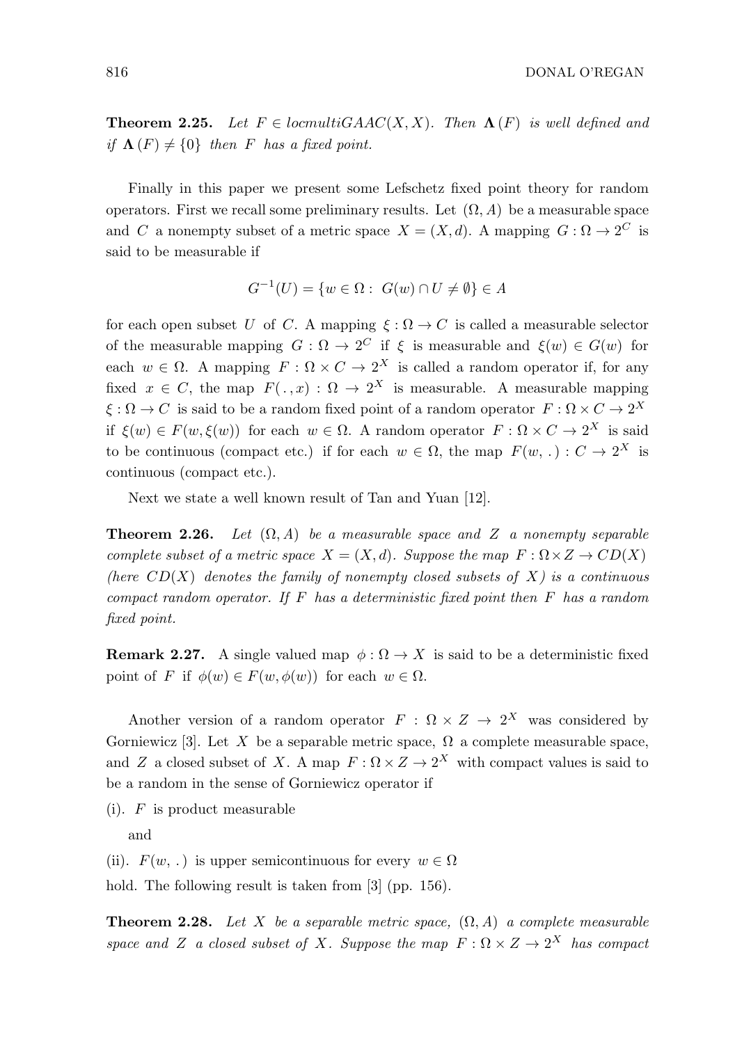**Theorem 2.25.** *Let $F \in locmultiGAAC(X, X)$. Then $\mathbf{\Lambda}(F)$ is well defined and if $\mathbf{\Lambda}(F) \neq \{0\}$ then $F$ has a fixed point.*

Finally in this paper we present some Lefschetz fixed point theory for random operators. First we recall some preliminary results. Let $(\Omega, A)$ be a measurable space and $C$ a nonempty subset of a metric space $X = (X, d)$. A mapping $G : \Omega \to 2^C$ is said to be measurable if

$$G^{-1}(U) = \{w \in \Omega : \; G(w) \cap U \neq \emptyset\} \in A$$

for each open subset $U$ of $C$. A mapping $\xi : \Omega \to C$ is called a measurable selector of the measurable mapping $G : \Omega \to 2^C$ if $\xi$ is measurable and $\xi(w) \in G(w)$ for each $w \in \Omega$. A mapping $F : \Omega \times C \to 2^X$ is called a random operator if, for any fixed $x \in C$, the map $F(\,.\,, x) : \Omega \to 2^X$ is measurable. A measurable mapping $\xi : \Omega \to C$ is said to be a random fixed point of a random operator $F : \Omega \times C \to 2^X$ if $\xi(w) \in F(w, \xi(w))$ for each $w \in \Omega$. A random operator $F : \Omega \times C \to 2^X$ is said to be continuous (compact etc.) if for each $w \in \Omega$, the map $F(w, \,.\,) : C \to 2^X$ is continuous (compact etc.).

Next we state a well known result of Tan and Yuan [12].

**Theorem 2.26.** *Let $(\Omega, A)$ be a measurable space and $Z$ a nonempty separable complete subset of a metric space $X = (X, d)$. Suppose the map $F : \Omega \times Z \to CD(X)$ (here $CD(X)$ denotes the family of nonempty closed subsets of $X$) is a continuous compact random operator. If $F$ has a deterministic fixed point then $F$ has a random fixed point.*

**Remark 2.27.** A single valued map $\phi : \Omega \to X$ is said to be a deterministic fixed point of $F$ if $\phi(w) \in F(w, \phi(w))$ for each $w \in \Omega$.

Another version of a random operator $F : \Omega \times Z \to 2^X$ was considered by Gorniewicz [3]. Let $X$ be a separable metric space, $\Omega$ a complete measurable space, and $Z$ a closed subset of $X$. A map $F : \Omega \times Z \to 2^X$ with compact values is said to be a random in the sense of Gorniewicz operator if

(i). $F$ is product measurable

and

(ii). $F(w, \,.\,)$ is upper semicontinuous for every $w \in \Omega$

hold. The following result is taken from [3] (pp. 156).

**Theorem 2.28.** *Let $X$ be a separable metric space, $(\Omega, A)$ a complete measurable space and $Z$ a closed subset of $X$. Suppose the map $F : \Omega \times Z \to 2^X$ has compact*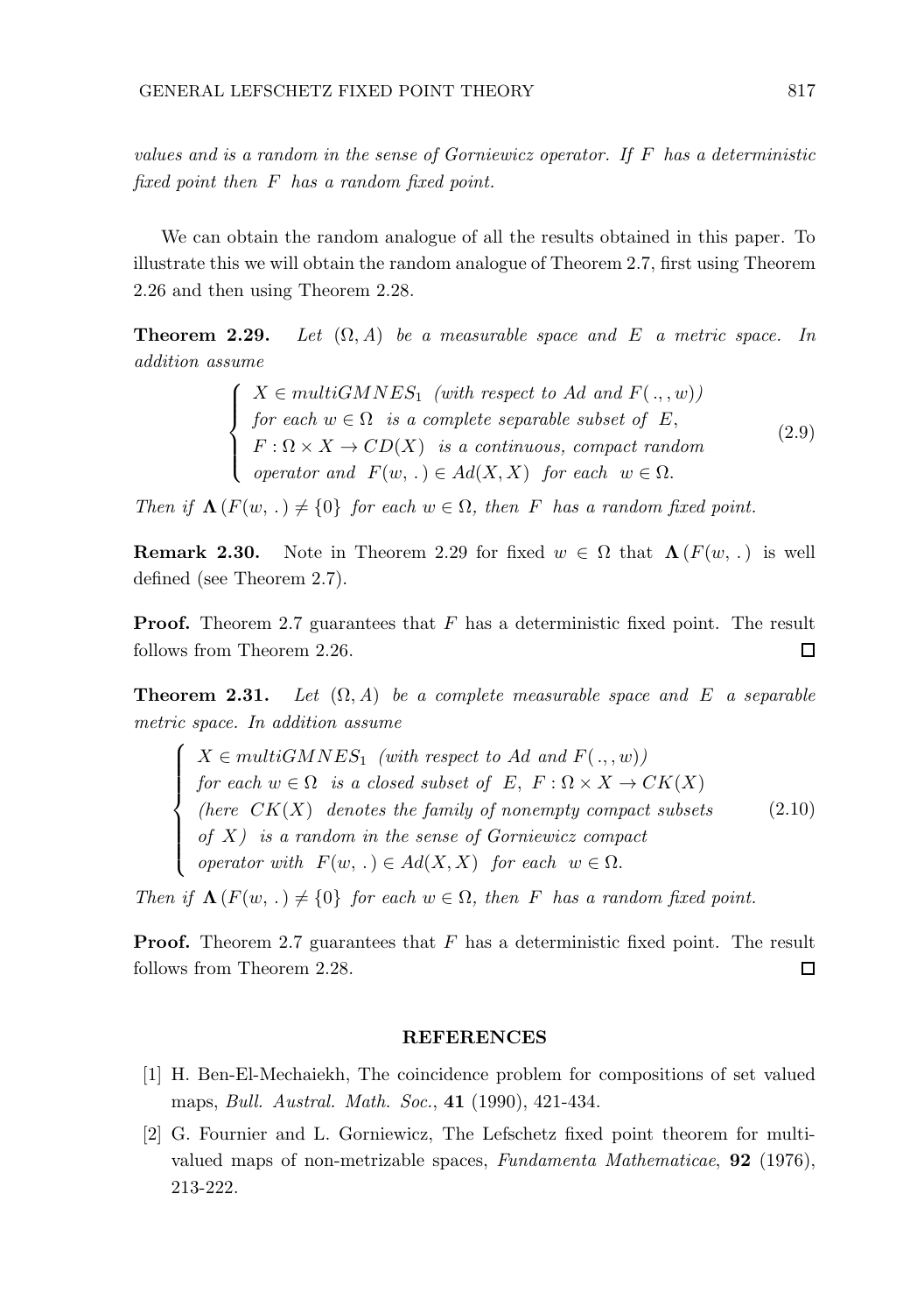*values and is a random in the sense of Gorniewicz operator. If $F$ has a deterministic fixed point then $F$ has a random fixed point.*

We can obtain the random analogue of all the results obtained in this paper. To illustrate this we will obtain the random analogue of Theorem 2.7, first using Theorem 2.26 and then using Theorem 2.28.

**Theorem 2.29.** *Let $(\Omega, A)$ be a measurable space and $E$ a metric space. In addition assume*

$$\left\{ \begin{array}{l} X \in multiGMNES_1 \text{ (with respect to } Ad \text{ and } F(\,.\,,w)) \\ \text{for each } w \in \Omega \text{ is a complete separable subset of } E, \\ F : \Omega \times X \to CD(X) \text{ is a continuous, compact random} \\ \text{operator and } F(w,\,.\,) \in Ad(X,X) \text{ for each } w \in \Omega. \end{array} \right. \tag{2.9}$$

*Then if $\mathbf{\Lambda}(F(w,\,.\,) \neq \{0\}$ for each $w \in \Omega$, then $F$ has a random fixed point.*

**Remark 2.30.** Note in Theorem 2.29 for fixed $w \in \Omega$ that $\mathbf{\Lambda}(F(w,\,.\,)$ is well defined (see Theorem 2.7).

**Proof.** Theorem 2.7 guarantees that $F$ has a deterministic fixed point. The result follows from Theorem 2.26. $\square$

**Theorem 2.31.** *Let $(\Omega, A)$ be a complete measurable space and $E$ a separable metric space. In addition assume*

$$\left\{ \begin{array}{l} X \in multiGMNES_1 \text{ (with respect to } Ad \text{ and } F(\,.\,,w)) \\ \text{for each } w \in \Omega \text{ is a closed subset of } E, \ F : \Omega \times X \to CK(X) \\ \text{(here } CK(X) \text{ denotes the family of nonempty compact subsets} \\ \text{of } X) \text{ is a random in the sense of Gorniewicz compact} \\ \text{operator with } F(w,\,.\,) \in Ad(X,X) \text{ for each } w \in \Omega. \end{array} \right. \tag{2.10}$$

*Then if $\mathbf{\Lambda}(F(w,\,.\,) \neq \{0\}$ for each $w \in \Omega$, then $F$ has a random fixed point.*

**Proof.** Theorem 2.7 guarantees that $F$ has a deterministic fixed point. The result follows from Theorem 2.28. $\square$

## REFERENCES

[1] H. Ben-El-Mechaiekh, The coincidence problem for compositions of set valued maps, *Bull. Austral. Math. Soc.*, **41** (1990), 421-434.

[2] G. Fournier and L. Gorniewicz, The Lefschetz fixed point theorem for multi-valued maps of non-metrizable spaces, *Fundamenta Mathematicae*, **92** (1976), 213-222.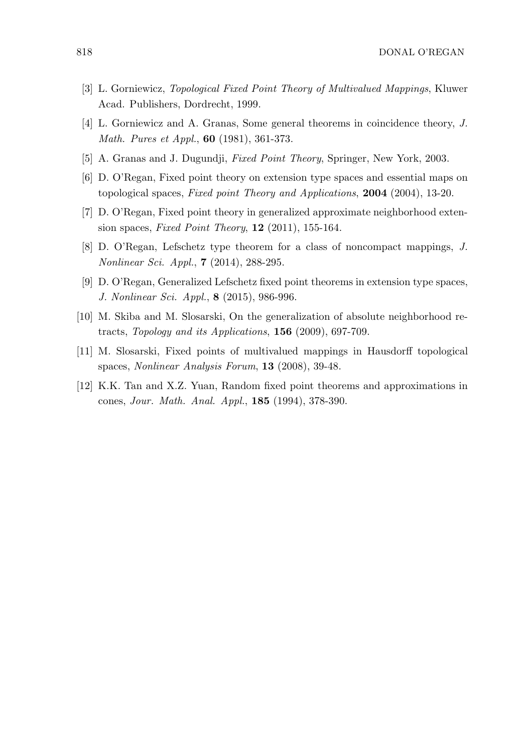[3] L. Gorniewicz, *Topological Fixed Point Theory of Multivalued Mappings*, Kluwer Acad. Publishers, Dordrecht, 1999.

[4] L. Gorniewicz and A. Granas, Some general theorems in coincidence theory, *J. Math. Pures et Appl.*, **60** (1981), 361-373.

[5] A. Granas and J. Dugundji, *Fixed Point Theory*, Springer, New York, 2003.

[6] D. O'Regan, Fixed point theory on extension type spaces and essential maps on topological spaces, *Fixed point Theory and Applications*, **2004** (2004), 13-20.

[7] D. O'Regan, Fixed point theory in generalized approximate neighborhood extension spaces, *Fixed Point Theory*, **12** (2011), 155-164.

[8] D. O'Regan, Lefschetz type theorem for a class of noncompact mappings, *J. Nonlinear Sci. Appl.*, **7** (2014), 288-295.

[9] D. O'Regan, Generalized Lefschetz fixed point theorems in extension type spaces, *J. Nonlinear Sci. Appl.*, **8** (2015), 986-996.

[10] M. Skiba and M. Slosarski, On the generalization of absolute neighborhood retracts, *Topology and its Applications*, **156** (2009), 697-709.

[11] M. Slosarski, Fixed points of multivalued mappings in Hausdorff topological spaces, *Nonlinear Analysis Forum*, **13** (2008), 39-48.

[12] K.K. Tan and X.Z. Yuan, Random fixed point theorems and approximations in cones, *Jour. Math. Anal. Appl.*, **185** (1994), 378-390.